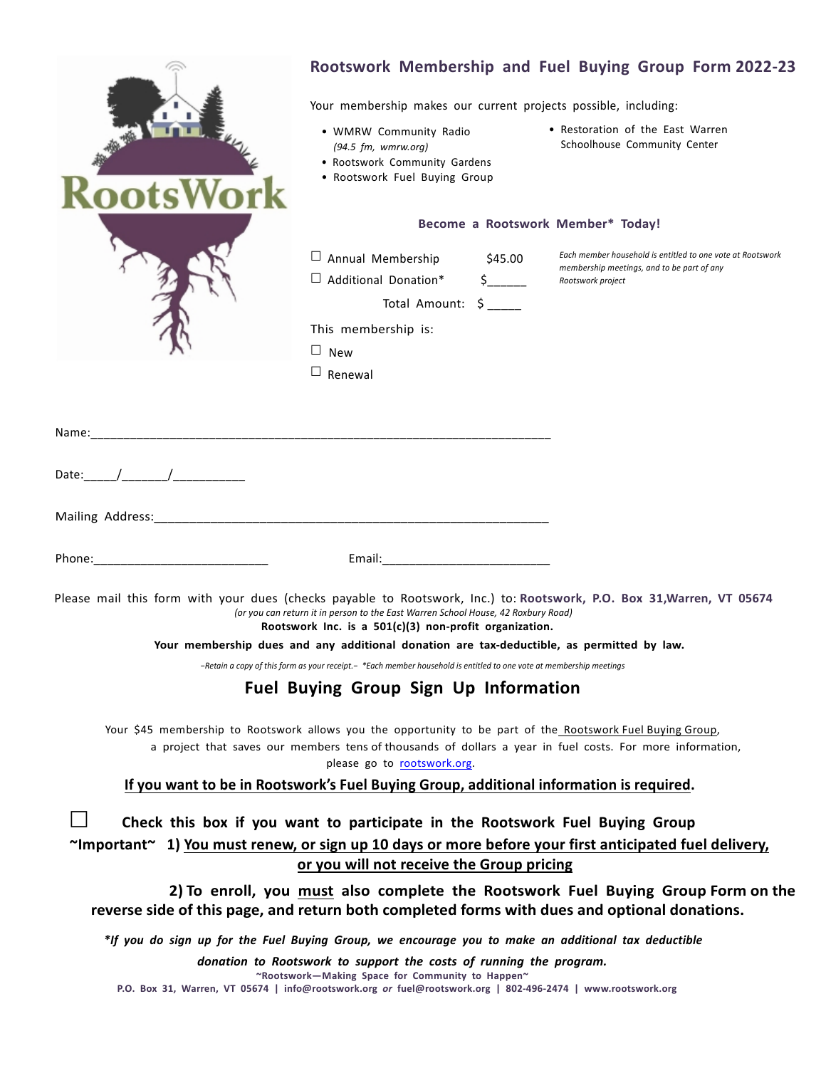RootsWork

# Rootswork Membership and Fuel Buying Group Form 2022-23

Your membership makes our current projects possible, including:

- WMRW Community Radio *(94.5 fm, wmrw.org)*
- Rootswork Community Gardens
- Rootswork Fuel Buying Group
- Restoration of the East Warren Schoolhouse Community Center

### Become a Rootswork Member* Today!

☐ Annual Membership $45.00

☐ Additional Donation* $______

Total Amount: $ _____

*Each member household is entitled to one vote at Rootswork membership meetings, and to be part of any Rootswork project*

This membership is:

☐ New

☐ Renewal

Name:_______________________________________________________________

Date:_____/_______/___________

Mailing Address:_______________________________________________________

Phone:__________________________ Email:_________________________

Please mail this form with your dues (checks payable to Rootswork, Inc.) to: **Rootswork, P.O. Box 31,Warren, VT 05674**

*(or you can return it in person to the East Warren School House, 42 Roxbury Road)*

**Rootswork Inc. is a 501(c)(3) non-profit organization.**

**Your membership dues and any additional donation are tax-deductible, as permitted by law.**

*~Retain a copy of this form as your receipt.~ *Each member household is entitled to one vote at membership meetings*

## Fuel Buying Group Sign Up Information

Your $45 membership to Rootswork allows you the opportunity to be part of the Rootswork Fuel Buying Group, a project that saves our members tens of thousands of dollars a year in fuel costs. For more information, please go to rootswork.org.

**If you want to be in Rootswork's Fuel Buying Group, additional information is required.**

☐ **Check this box if you want to participate in the Rootswork Fuel Buying Group**

**~Important~ 1) You must renew, or sign up 10 days or more before your first anticipated fuel delivery, or you will not receive the Group pricing**

**2) To enroll, you must also complete the Rootswork Fuel Buying Group Form on the reverse side of this page, and return both completed forms with dues and optional donations.**

***If you do sign up for the Fuel Buying Group, we encourage you to make an additional tax deductible donation to Rootswork to support the costs of running the program.***

**~Rootswork—Making Space for Community to Happen~**

**P.O. Box 31, Warren, VT 05674 | info@rootswork.org *or* fuel@rootswork.org | 802-496-2474 | www.rootswork.org**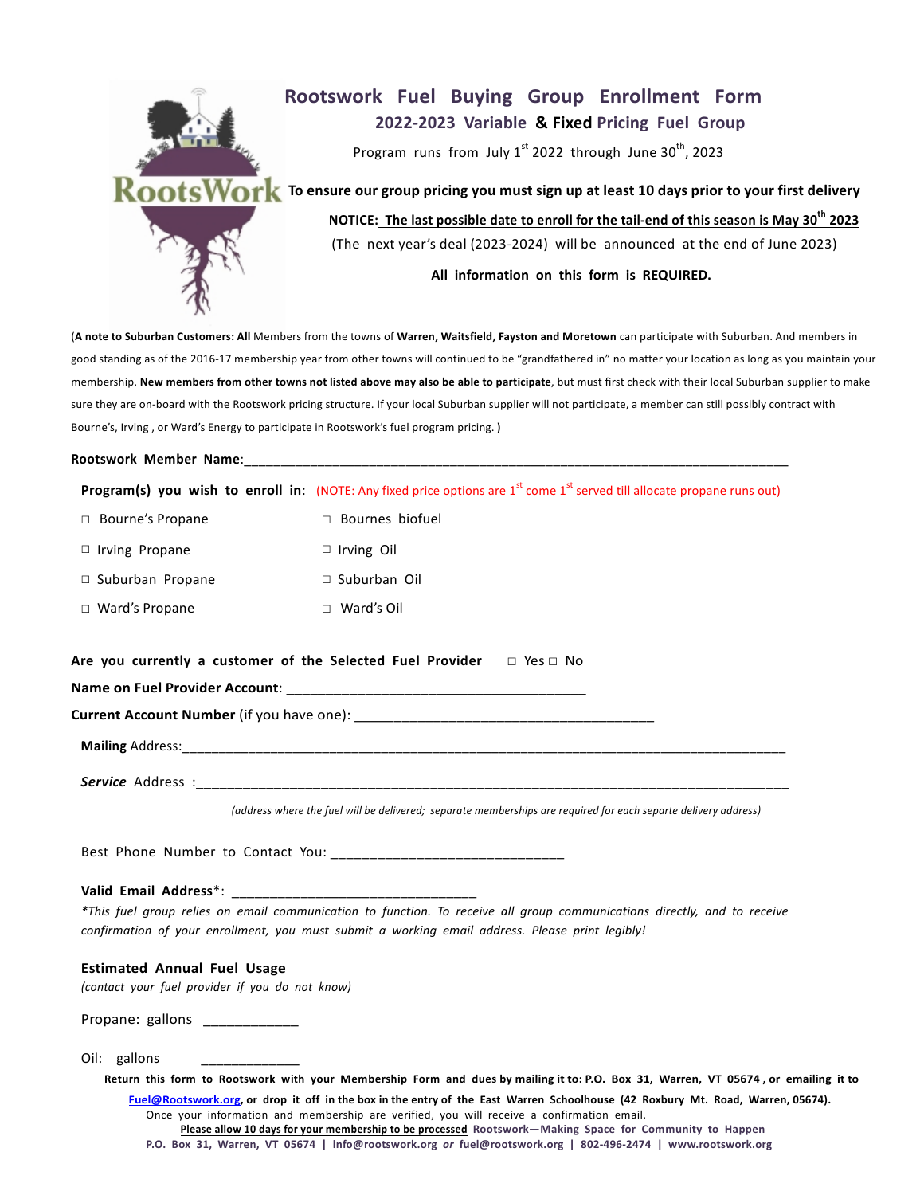# Rootswork Fuel Buying Group Enrollment Form

## 2022-2023 Variable & Fixed Pricing Fuel Group

Program runs from July 1st 2022 through June 30th, 2023

**To ensure our group pricing you must sign up at least 10 days prior to your first delivery**

**NOTICE: The last possible date to enroll for the tail-end of this season is May 30th 2023**

(The next year's deal (2023-2024) will be announced at the end of June 2023)

**All information on this form is REQUIRED.**

(**A note to Suburban Customers: All** Members from the towns of **Warren, Waitsfield, Fayston and Moretown** can participate with Suburban. And members in good standing as of the 2016-17 membership year from other towns will continued to be "grandfathered in" no matter your location as long as you maintain your membership. **New members from other towns not listed above may also be able to participate**, but must first check with their local Suburban supplier to make sure they are on-board with the Rootswork pricing structure. If your local Suburban supplier will not participate, a member can still possibly contract with Bourne's, Irving , or Ward's Energy to participate in Rootswork's fuel program pricing. **)**

**Rootswork Member Name**:_______________________________________________

**Program(s) you wish to enroll in**: (NOTE: Any fixed price options are 1st come 1st served till allocate propane runs out)

- □ Bourne's Propane
- □ Bournes biofuel
- □ Irving Propane
- □ Irving Oil
- □ Suburban Propane
- □ Suburban Oil
- □ Ward's Propane
- □ Ward's Oil

**Are you currently a customer of the Selected Fuel Provider** □ Yes □ No

**Name on Fuel Provider Account**: ______________________________

**Current Account Number** (if you have one): ______________________________

**Mailing** Address:_______________________________________________

***Service*** Address :_______________________________________________

*(address where the fuel will be delivered; separate memberships are required for each separte delivery address)*

Best Phone Number to Contact You: ________________________

**Valid Email Address***: __________________________

*\*This fuel group relies on email communication to function. To receive all group communications directly, and to receive confirmation of your enrollment, you must submit a working email address. Please print legibly!*

**Estimated Annual Fuel Usage**

*(contact your fuel provider if you do not know)*

Propane: gallons __________

Oil: gallons __________

**Return this form to Rootswork with your Membership Form and dues by mailing it to: P.O. Box 31, Warren, VT 05674 , or emailing it to Fuel@Rootswork.org, or drop it off in the box in the entry of the East Warren Schoolhouse (42 Roxbury Mt. Road, Warren, 05674).**

Once your information and membership are verified, you will receive a confirmation email.

**Please allow 10 days for your membership to be processed** Rootswork—Making Space for Community to Happen

P.O. Box 31, Warren, VT 05674 | info@rootswork.org *or* fuel@rootswork.org | 802-496-2474 | www.rootswork.org